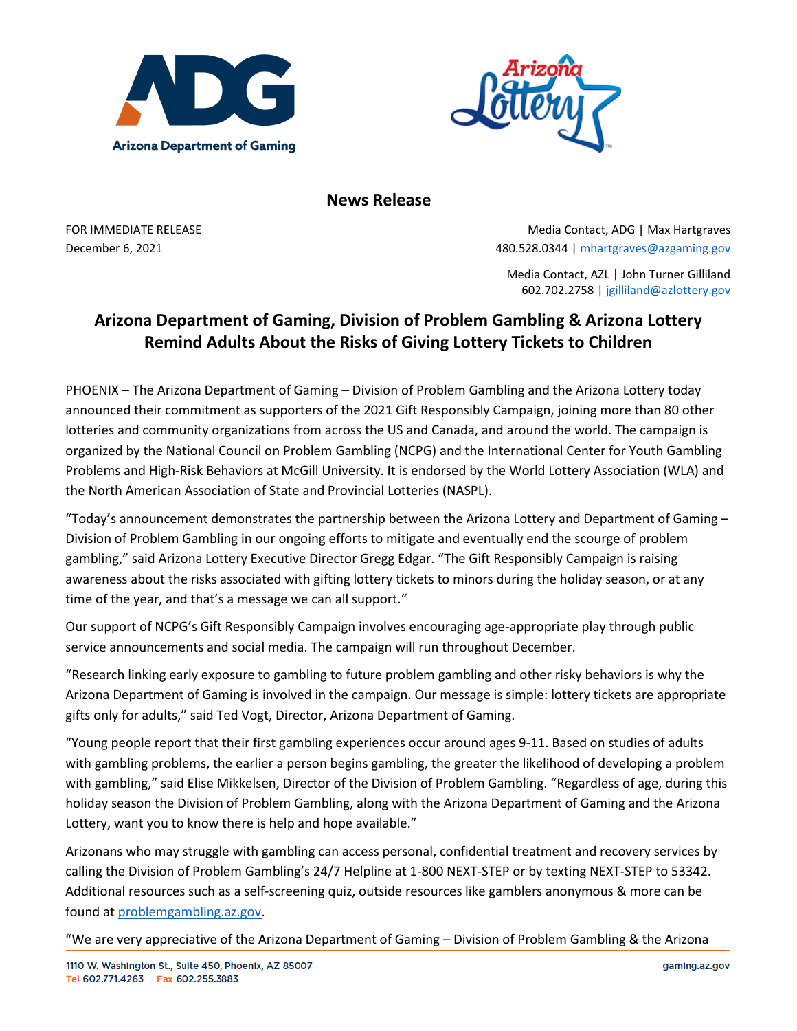## News Release

FOR IMMEDIATE RELEASE
December 6, 2021

Media Contact, ADG | Max Hartgraves
480.528.0344 | mhartgraves@azgaming.gov

Media Contact, AZL | John Turner Gilliland
602.702.2758 | jgilliland@azlottery.gov

# Arizona Department of Gaming, Division of Problem Gambling & Arizona Lottery Remind Adults About the Risks of Giving Lottery Tickets to Children

PHOENIX – The Arizona Department of Gaming – Division of Problem Gambling and the Arizona Lottery today announced their commitment as supporters of the 2021 Gift Responsibly Campaign, joining more than 80 other lotteries and community organizations from across the US and Canada, and around the world. The campaign is organized by the National Council on Problem Gambling (NCPG) and the International Center for Youth Gambling Problems and High-Risk Behaviors at McGill University. It is endorsed by the World Lottery Association (WLA) and the North American Association of State and Provincial Lotteries (NASPL).

"Today's announcement demonstrates the partnership between the Arizona Lottery and Department of Gaming – Division of Problem Gambling in our ongoing efforts to mitigate and eventually end the scourge of problem gambling," said Arizona Lottery Executive Director Gregg Edgar. "The Gift Responsibly Campaign is raising awareness about the risks associated with gifting lottery tickets to minors during the holiday season, or at any time of the year, and that's a message we can all support."

Our support of NCPG's Gift Responsibly Campaign involves encouraging age-appropriate play through public service announcements and social media. The campaign will run throughout December.

"Research linking early exposure to gambling to future problem gambling and other risky behaviors is why the Arizona Department of Gaming is involved in the campaign. Our message is simple: lottery tickets are appropriate gifts only for adults," said Ted Vogt, Director, Arizona Department of Gaming.

"Young people report that their first gambling experiences occur around ages 9-11. Based on studies of adults with gambling problems, the earlier a person begins gambling, the greater the likelihood of developing a problem with gambling," said Elise Mikkelsen, Director of the Division of Problem Gambling. "Regardless of age, during this holiday season the Division of Problem Gambling, along with the Arizona Department of Gaming and the Arizona Lottery, want you to know there is help and hope available."

Arizonans who may struggle with gambling can access personal, confidential treatment and recovery services by calling the Division of Problem Gambling's 24/7 Helpline at 1-800 NEXT-STEP or by texting NEXT-STEP to 53342. Additional resources such as a self-screening quiz, outside resources like gamblers anonymous & more can be found at problemgambling.az.gov.

"We are very appreciative of the Arizona Department of Gaming – Division of Problem Gambling & the Arizona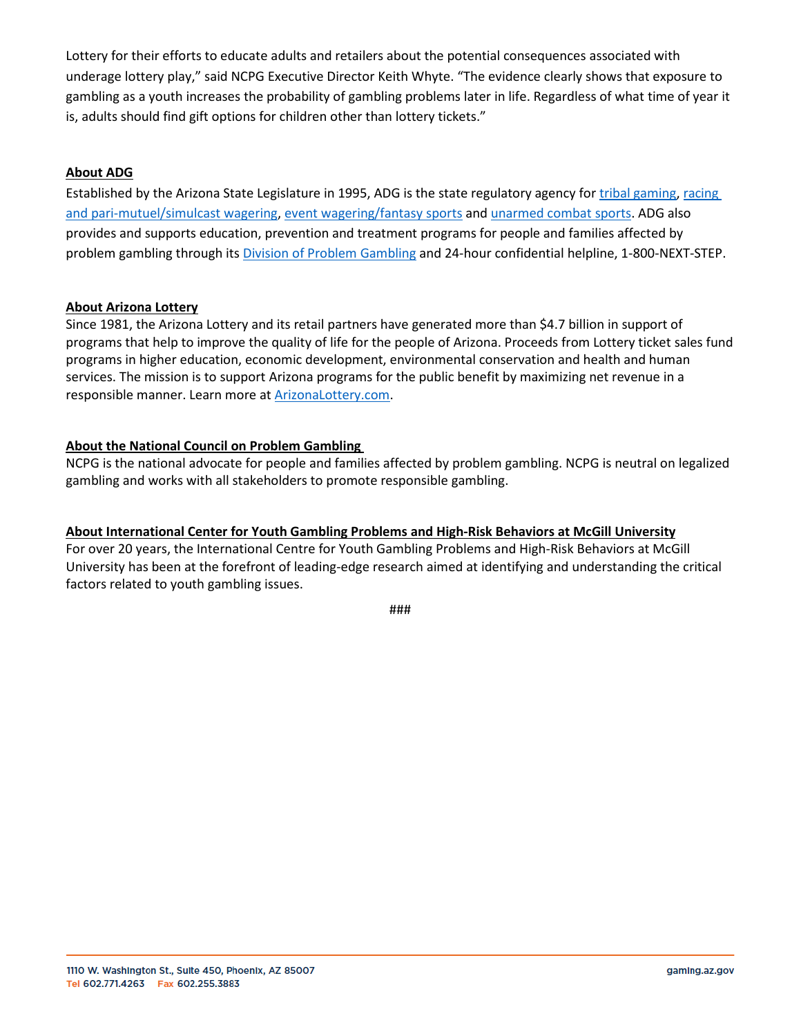Lottery for their efforts to educate adults and retailers about the potential consequences associated with underage lottery play," said NCPG Executive Director Keith Whyte. "The evidence clearly shows that exposure to gambling as a youth increases the probability of gambling problems later in life. Regardless of what time of year it is, adults should find gift options for children other than lottery tickets."

**About ADG**

Established by the Arizona State Legislature in 1995, ADG is the state regulatory agency for tribal gaming, racing and pari-mutuel/simulcast wagering, event wagering/fantasy sports and unarmed combat sports. ADG also provides and supports education, prevention and treatment programs for people and families affected by problem gambling through its Division of Problem Gambling and 24-hour confidential helpline, 1-800-NEXT-STEP.

**About Arizona Lottery**

Since 1981, the Arizona Lottery and its retail partners have generated more than $4.7 billion in support of programs that help to improve the quality of life for the people of Arizona. Proceeds from Lottery ticket sales fund programs in higher education, economic development, environmental conservation and health and human services. The mission is to support Arizona programs for the public benefit by maximizing net revenue in a responsible manner. Learn more at ArizonaLottery.com.

**About the National Council on Problem Gambling**

NCPG is the national advocate for people and families affected by problem gambling. NCPG is neutral on legalized gambling and works with all stakeholders to promote responsible gambling.

**About International Center for Youth Gambling Problems and High-Risk Behaviors at McGill University**

For over 20 years, the International Centre for Youth Gambling Problems and High-Risk Behaviors at McGill University has been at the forefront of leading-edge research aimed at identifying and understanding the critical factors related to youth gambling issues.

###